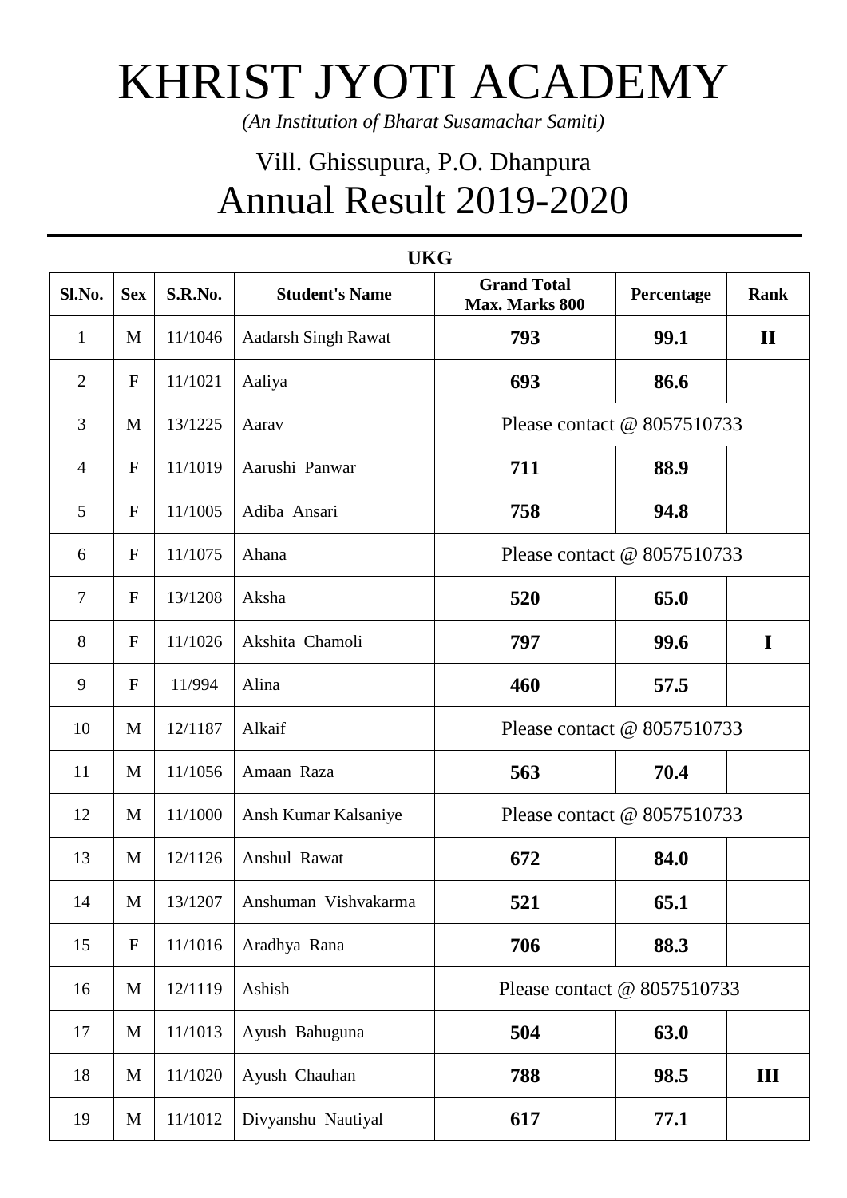# KHRIST JYOTI ACADEMY

*(An Institution of Bharat Susamachar Samiti)*

## Vill. Ghissupura, P.O. Dhanpura

## Annual Result 2019-2020

**UKG**

| Sl.No. | Sex | S.R.No. | Student's Name | Grand Total Max. Marks 800 | Percentage | Rank |
|---|---|---|---|---|---|---|
| 1 | M | 11/1046 | Aadarsh Singh Rawat | **793** | **99.1** | **II** |
| 2 | F | 11/1021 | Aaliya | **693** | **86.6** | |
| 3 | M | 13/1225 | Aarav | Please contact @ 8057510733 | | |
| 4 | F | 11/1019 | Aarushi Panwar | **711** | **88.9** | |
| 5 | F | 11/1005 | Adiba Ansari | **758** | **94.8** | |
| 6 | F | 11/1075 | Ahana | Please contact @ 8057510733 | | |
| 7 | F | 13/1208 | Aksha | **520** | **65.0** | |
| 8 | F | 11/1026 | Akshita Chamoli | **797** | **99.6** | **I** |
| 9 | F | 11/994 | Alina | **460** | **57.5** | |
| 10 | M | 12/1187 | Alkaif | Please contact @ 8057510733 | | |
| 11 | M | 11/1056 | Amaan Raza | **563** | **70.4** | |
| 12 | M | 11/1000 | Ansh Kumar Kalsaniye | Please contact @ 8057510733 | | |
| 13 | M | 12/1126 | Anshul Rawat | **672** | **84.0** | |
| 14 | M | 13/1207 | Anshuman Vishvakarma | **521** | **65.1** | |
| 15 | F | 11/1016 | Aradhya Rana | **706** | **88.3** | |
| 16 | M | 12/1119 | Ashish | Please contact @ 8057510733 | | |
| 17 | M | 11/1013 | Ayush Bahuguna | **504** | **63.0** | |
| 18 | M | 11/1020 | Ayush Chauhan | **788** | **98.5** | **III** |
| 19 | M | 11/1012 | Divyanshu Nautiyal | **617** | **77.1** | |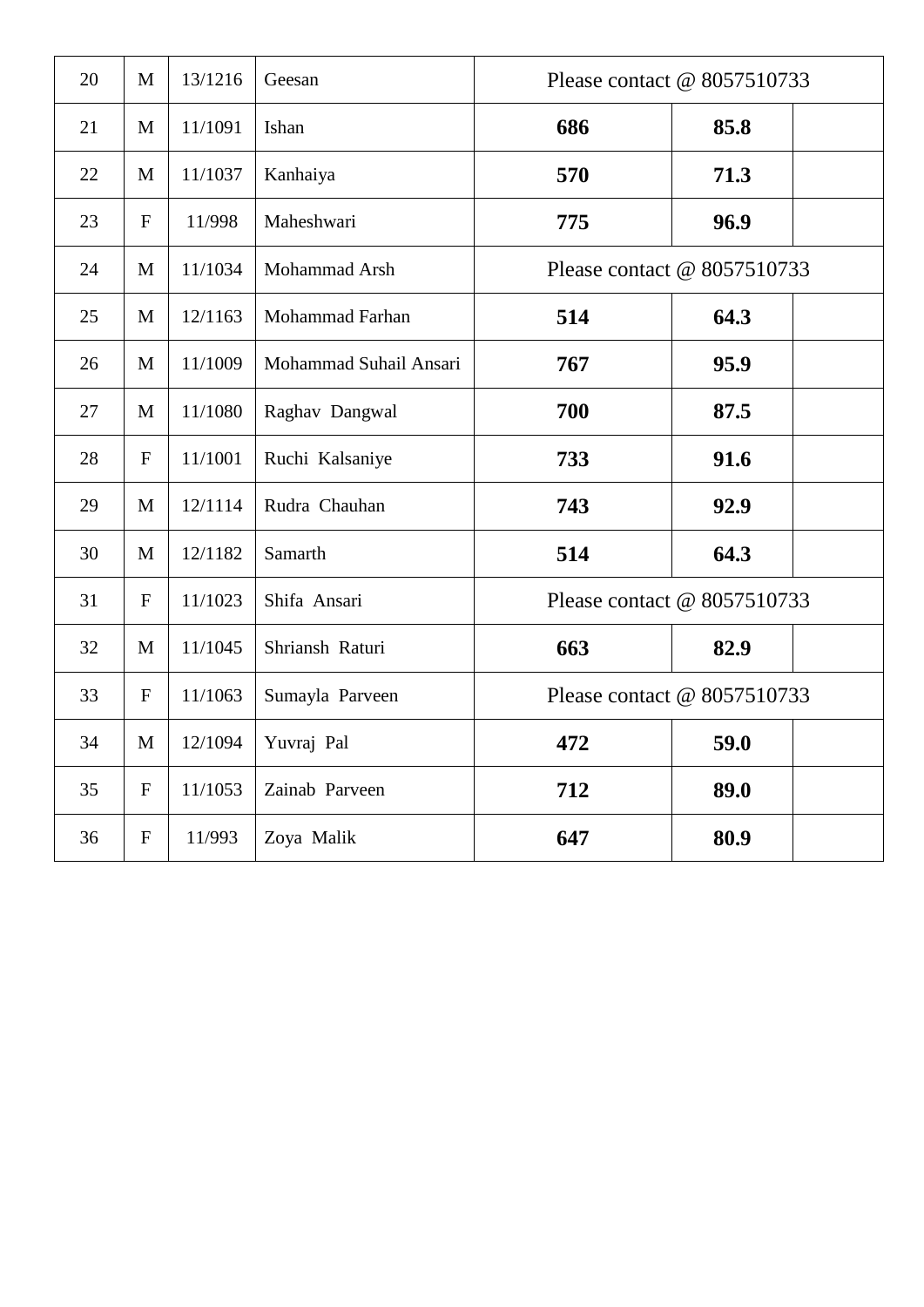| | | | | | | |
|---|---|---|---|---|---|---|
| 20 | M | 13/1216 | Geesan | Please contact @ 8057510733 | | |
| 21 | M | 11/1091 | Ishan | **686** | **85.8** | |
| 22 | M | 11/1037 | Kanhaiya | **570** | **71.3** | |
| 23 | F | 11/998 | Maheshwari | **775** | **96.9** | |
| 24 | M | 11/1034 | Mohammad Arsh | Please contact @ 8057510733 | | |
| 25 | M | 12/1163 | Mohammad Farhan | **514** | **64.3** | |
| 26 | M | 11/1009 | Mohammad Suhail Ansari | **767** | **95.9** | |
| 27 | M | 11/1080 | Raghav Dangwal | **700** | **87.5** | |
| 28 | F | 11/1001 | Ruchi Kalsaniye | **733** | **91.6** | |
| 29 | M | 12/1114 | Rudra Chauhan | **743** | **92.9** | |
| 30 | M | 12/1182 | Samarth | **514** | **64.3** | |
| 31 | F | 11/1023 | Shifa Ansari | Please contact @ 8057510733 | | |
| 32 | M | 11/1045 | Shriansh Raturi | **663** | **82.9** | |
| 33 | F | 11/1063 | Sumayla Parveen | Please contact @ 8057510733 | | |
| 34 | M | 12/1094 | Yuvraj Pal | **472** | **59.0** | |
| 35 | F | 11/1053 | Zainab Parveen | **712** | **89.0** | |
| 36 | F | 11/993 | Zoya Malik | **647** | **80.9** | |